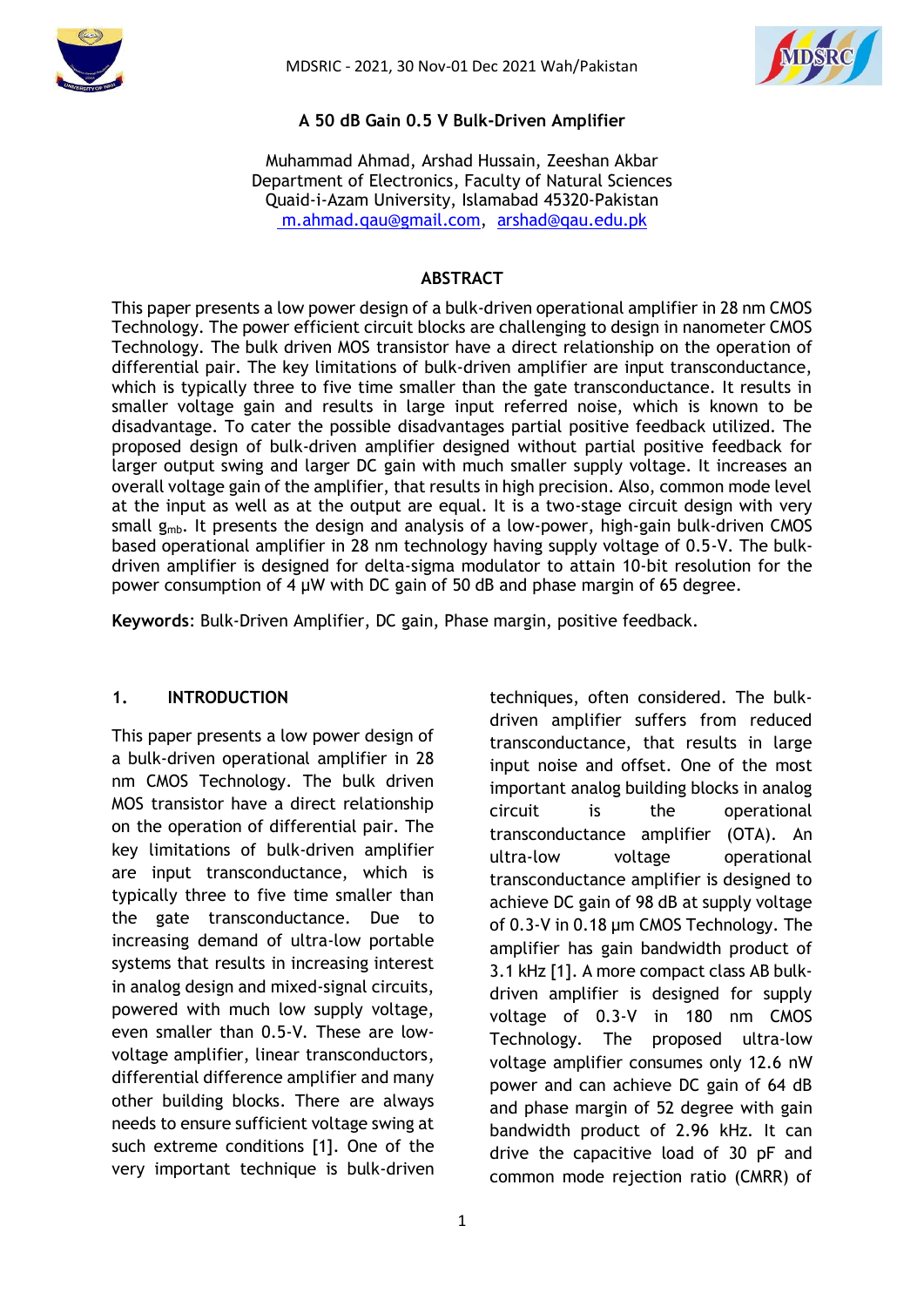# A 50 dB Gain 0.5 V Bulk-Driven Amplifier

Muhammad Ahmad, Arshad Hussain, Zeeshan Akbar
Department of Electronics, Faculty of Natural Sciences
Quaid-i-Azam University, Islamabad 45320-Pakistan
m.ahmad.qau@gmail.com, arshad@qau.edu.pk

## ABSTRACT

This paper presents a low power design of a bulk-driven operational amplifier in 28 nm CMOS Technology. The power efficient circuit blocks are challenging to design in nanometer CMOS Technology. The bulk driven MOS transistor have a direct relationship on the operation of differential pair. The key limitations of bulk-driven amplifier are input transconductance, which is typically three to five time smaller than the gate transconductance. It results in smaller voltage gain and results in large input referred noise, which is known to be disadvantage. To cater the possible disadvantages partial positive feedback utilized. The proposed design of bulk-driven amplifier designed without partial positive feedback for larger output swing and larger DC gain with much smaller supply voltage. It increases an overall voltage gain of the amplifier, that results in high precision. Also, common mode level at the input as well as at the output are equal. It is a two-stage circuit design with very small $g_{mb}$. It presents the design and analysis of a low-power, high-gain bulk-driven CMOS based operational amplifier in 28 nm technology having supply voltage of 0.5-V. The bulk-driven amplifier is designed for delta-sigma modulator to attain 10-bit resolution for the power consumption of 4 µW with DC gain of 50 dB and phase margin of 65 degree.

**Keywords**: Bulk-Driven Amplifier, DC gain, Phase margin, positive feedback.

## 1. INTRODUCTION

This paper presents a low power design of a bulk-driven operational amplifier in 28 nm CMOS Technology. The bulk driven MOS transistor have a direct relationship on the operation of differential pair. The key limitations of bulk-driven amplifier are input transconductance, which is typically three to five time smaller than the gate transconductance. Due to increasing demand of ultra-low portable systems that results in increasing interest in analog design and mixed-signal circuits, powered with much low supply voltage, even smaller than 0.5-V. These are low-voltage amplifier, linear transconductors, differential difference amplifier and many other building blocks. There are always needs to ensure sufficient voltage swing at such extreme conditions [1]. One of the very important technique is bulk-driven techniques, often considered. The bulk-driven amplifier suffers from reduced transconductance, that results in large input noise and offset. One of the most important analog building blocks in analog circuit is the operational transconductance amplifier (OTA). An ultra-low voltage operational transconductance amplifier is designed to achieve DC gain of 98 dB at supply voltage of 0.3-V in 0.18 µm CMOS Technology. The amplifier has gain bandwidth product of 3.1 kHz [1]. A more compact class AB bulk-driven amplifier is designed for supply voltage of 0.3-V in 180 nm CMOS Technology. The proposed ultra-low voltage amplifier consumes only 12.6 nW power and can achieve DC gain of 64 dB and phase margin of 52 degree with gain bandwidth product of 2.96 kHz. It can drive the capacitive load of 30 pF and common mode rejection ratio (CMRR) of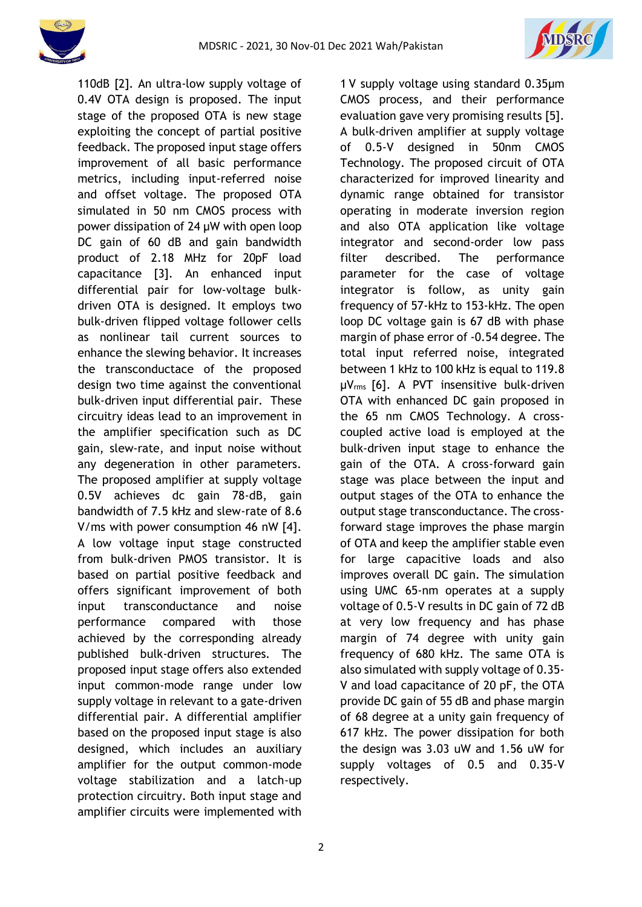110dB [2]. An ultra-low supply voltage of 0.4V OTA design is proposed. The input stage of the proposed OTA is new stage exploiting the concept of partial positive feedback. The proposed input stage offers improvement of all basic performance metrics, including input-referred noise and offset voltage. The proposed OTA simulated in 50 nm CMOS process with power dissipation of 24 μW with open loop DC gain of 60 dB and gain bandwidth product of 2.18 MHz for 20pF load capacitance [3]. An enhanced input differential pair for low-voltage bulk-driven OTA is designed. It employs two bulk-driven flipped voltage follower cells as nonlinear tail current sources to enhance the slewing behavior. It increases the transconductace of the proposed design two time against the conventional bulk-driven input differential pair. These circuitry ideas lead to an improvement in the amplifier specification such as DC gain, slew-rate, and input noise without any degeneration in other parameters. The proposed amplifier at supply voltage 0.5V achieves dc gain 78-dB, gain bandwidth of 7.5 kHz and slew-rate of 8.6 V/ms with power consumption 46 nW [4]. A low voltage input stage constructed from bulk-driven PMOS transistor. It is based on partial positive feedback and offers significant improvement of both input transconductance and noise performance compared with those achieved by the corresponding already published bulk-driven structures. The proposed input stage offers also extended input common-mode range under low supply voltage in relevant to a gate-driven differential pair. A differential amplifier based on the proposed input stage is also designed, which includes an auxiliary amplifier for the output common-mode voltage stabilization and a latch-up protection circuitry. Both input stage and amplifier circuits were implemented with 1 V supply voltage using standard 0.35μm CMOS process, and their performance evaluation gave very promising results [5]. A bulk-driven amplifier at supply voltage of 0.5-V designed in 50nm CMOS Technology. The proposed circuit of OTA characterized for improved linearity and dynamic range obtained for transistor operating in moderate inversion region and also OTA application like voltage integrator and second-order low pass filter described. The performance parameter for the case of voltage integrator is follow, as unity gain frequency of 57-kHz to 153-kHz. The open loop DC voltage gain is 67 dB with phase margin of phase error of -0.54 degree. The total input referred noise, integrated between 1 kHz to 100 kHz is equal to 119.8 $\mu V_{rms}$ [6]. A PVT insensitive bulk-driven OTA with enhanced DC gain proposed in the 65 nm CMOS Technology. A cross-coupled active load is employed at the bulk-driven input stage to enhance the gain of the OTA. A cross-forward gain stage was place between the input and output stages of the OTA to enhance the output stage transconductance. The cross-forward stage improves the phase margin of OTA and keep the amplifier stable even for large capacitive loads and also improves overall DC gain. The simulation using UMC 65-nm operates at a supply voltage of 0.5-V results in DC gain of 72 dB at very low frequency and has phase margin of 74 degree with unity gain frequency of 680 kHz. The same OTA is also simulated with supply voltage of 0.35-V and load capacitance of 20 pF, the OTA provide DC gain of 55 dB and phase margin of 68 degree at a unity gain frequency of 617 kHz. The power dissipation for both the design was 3.03 uW and 1.56 uW for supply voltages of 0.5 and 0.35-V respectively.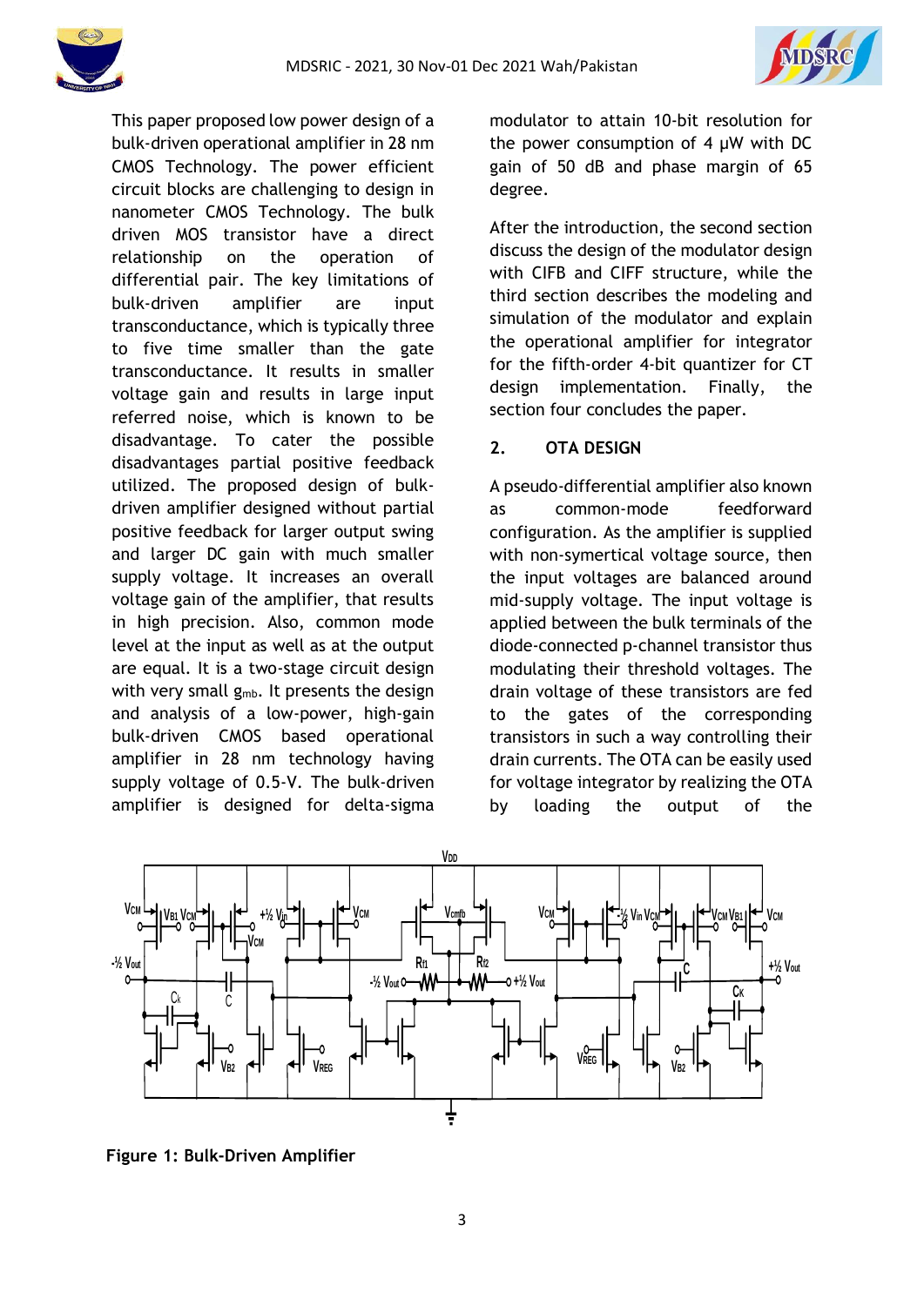This paper proposed low power design of a bulk-driven operational amplifier in 28 nm CMOS Technology. The power efficient circuit blocks are challenging to design in nanometer CMOS Technology. The bulk driven MOS transistor have a direct relationship on the operation of differential pair. The key limitations of bulk-driven amplifier are input transconductance, which is typically three to five time smaller than the gate transconductance. It results in smaller voltage gain and results in large input referred noise, which is known to be disadvantage. To cater the possible disadvantages partial positive feedback utilized. The proposed design of bulk-driven amplifier designed without partial positive feedback for larger output swing and larger DC gain with much smaller supply voltage. It increases an overall voltage gain of the amplifier, that results in high precision. Also, common mode level at the input as well as at the output are equal. It is a two-stage circuit design with very small $g_{mb}$. It presents the design and analysis of a low-power, high-gain bulk-driven CMOS based operational amplifier in 28 nm technology having supply voltage of 0.5-V. The bulk-driven amplifier is designed for delta-sigma modulator to attain 10-bit resolution for the power consumption of 4 µW with DC gain of 50 dB and phase margin of 65 degree.

After the introduction, the second section discuss the design of the modulator design with CIFB and CIFF structure, while the third section describes the modeling and simulation of the modulator and explain the operational amplifier for integrator for the fifth-order 4-bit quantizer for CT design implementation. Finally, the section four concludes the paper.

## 2. OTA DESIGN

A pseudo-differential amplifier also known as common-mode feedforward configuration. As the amplifier is supplied with non-symertical voltage source, then the input voltages are balanced around mid-supply voltage. The input voltage is applied between the bulk terminals of the diode-connected p-channel transistor thus modulating their threshold voltages. The drain voltage of these transistors are fed to the gates of the corresponding transistors in such a way controlling their drain currents. The OTA can be easily used for voltage integrator by realizing the OTA by loading the output of the

**Figure 1: Bulk-Driven Amplifier**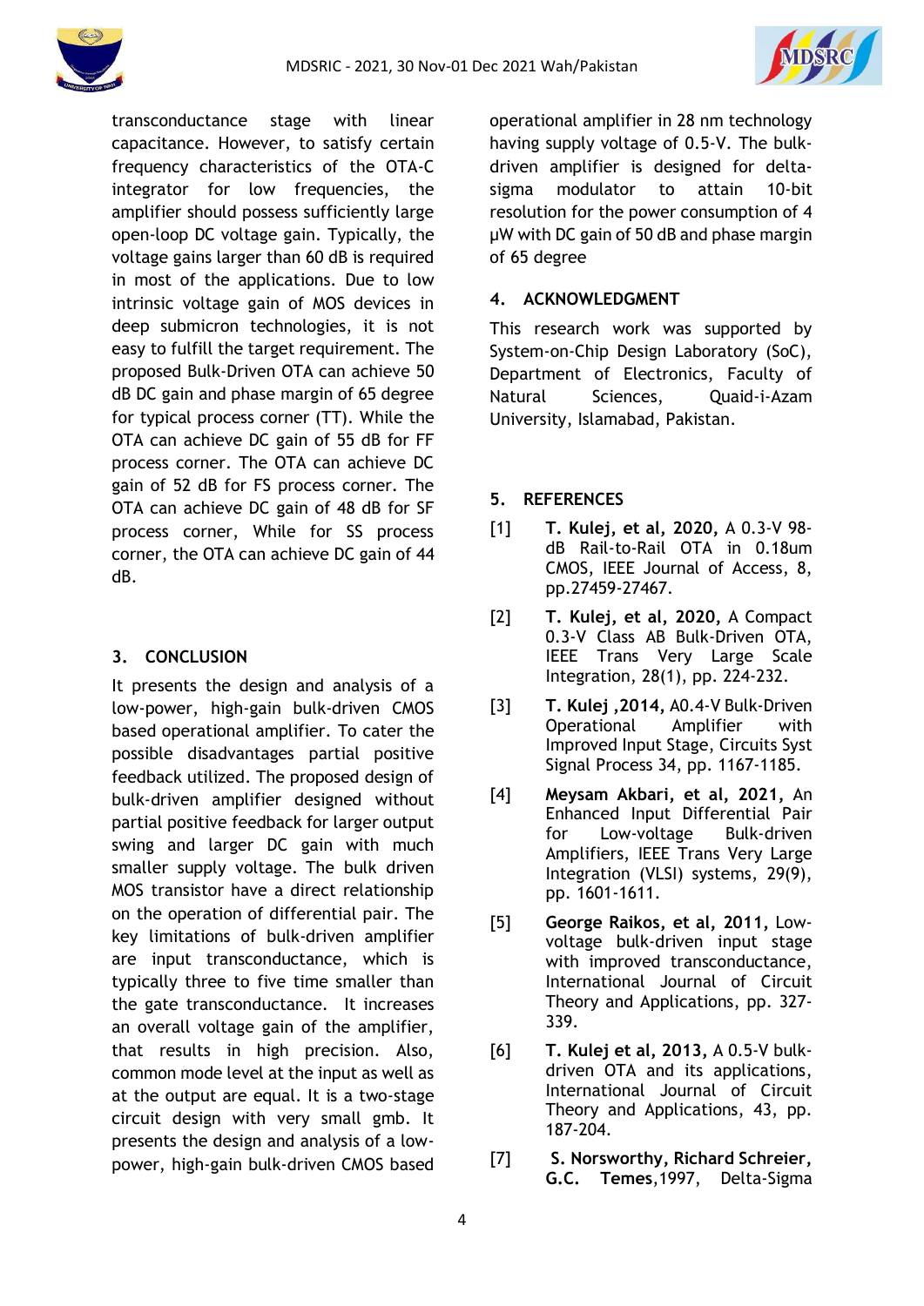transconductance stage with linear capacitance. However, to satisfy certain frequency characteristics of the OTA-C integrator for low frequencies, the amplifier should possess sufficiently large open-loop DC voltage gain. Typically, the voltage gains larger than 60 dB is required in most of the applications. Due to low intrinsic voltage gain of MOS devices in deep submicron technologies, it is not easy to fulfill the target requirement. The proposed Bulk-Driven OTA can achieve 50 dB DC gain and phase margin of 65 degree for typical process corner (TT). While the OTA can achieve DC gain of 55 dB for FF process corner. The OTA can achieve DC gain of 52 dB for FS process corner. The OTA can achieve DC gain of 48 dB for SF process corner, While for SS process corner, the OTA can achieve DC gain of 44 dB.

## 3. CONCLUSION

It presents the design and analysis of a low-power, high-gain bulk-driven CMOS based operational amplifier. To cater the possible disadvantages partial positive feedback utilized. The proposed design of bulk-driven amplifier designed without partial positive feedback for larger output swing and larger DC gain with much smaller supply voltage. The bulk driven MOS transistor have a direct relationship on the operation of differential pair. The key limitations of bulk-driven amplifier are input transconductance, which is typically three to five time smaller than the gate transconductance. It increases an overall voltage gain of the amplifier, that results in high precision. Also, common mode level at the input as well as at the output are equal. It is a two-stage circuit design with very small gmb. It presents the design and analysis of a low-power, high-gain bulk-driven CMOS based operational amplifier in 28 nm technology having supply voltage of 0.5-V. The bulk-driven amplifier is designed for delta-sigma modulator to attain 10-bit resolution for the power consumption of 4 μW with DC gain of 50 dB and phase margin of 65 degree

## 4. ACKNOWLEDGMENT

This research work was supported by System-on-Chip Design Laboratory (SoC), Department of Electronics, Faculty of Natural Sciences, Quaid-i-Azam University, Islamabad, Pakistan.

## 5. REFERENCES

[1] **T. Kulej, et al, 2020,** A 0.3-V 98-dB Rail-to-Rail OTA in 0.18um CMOS, IEEE Journal of Access, 8, pp.27459-27467.

[2] **T. Kulej, et al, 2020,** A Compact 0.3-V Class AB Bulk-Driven OTA, IEEE Trans Very Large Scale Integration, 28(1), pp. 224-232.

[3] **T. Kulej ,2014,** A0.4-V Bulk-Driven Operational Amplifier with Improved Input Stage, Circuits Syst Signal Process 34, pp. 1167-1185.

[4] **Meysam Akbari, et al, 2021,** An Enhanced Input Differential Pair for Low-voltage Bulk-driven Amplifiers, IEEE Trans Very Large Integration (VLSI) systems, 29(9), pp. 1601-1611.

[5] **George Raikos, et al, 2011,** Low-voltage bulk-driven input stage with improved transconductance, International Journal of Circuit Theory and Applications, pp. 327-339.

[6] **T. Kulej et al, 2013,** A 0.5-V bulk-driven OTA and its applications, International Journal of Circuit Theory and Applications, 43, pp. 187-204.

[7] **S. Norsworthy, Richard Schreier, G.C. Temes**,1997, Delta-Sigma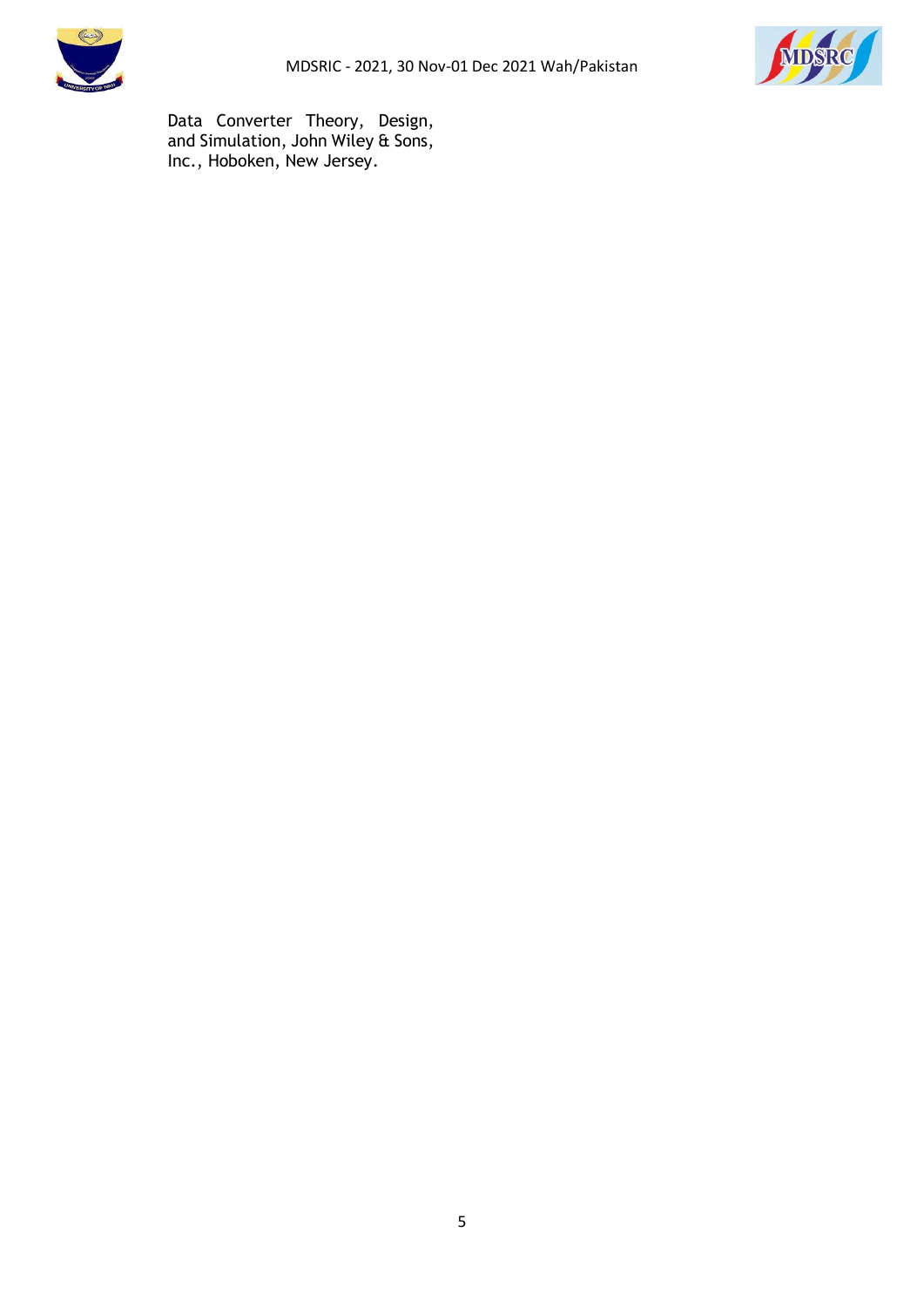Data Converter Theory, Design, and Simulation, John Wiley & Sons, Inc., Hoboken, New Jersey.